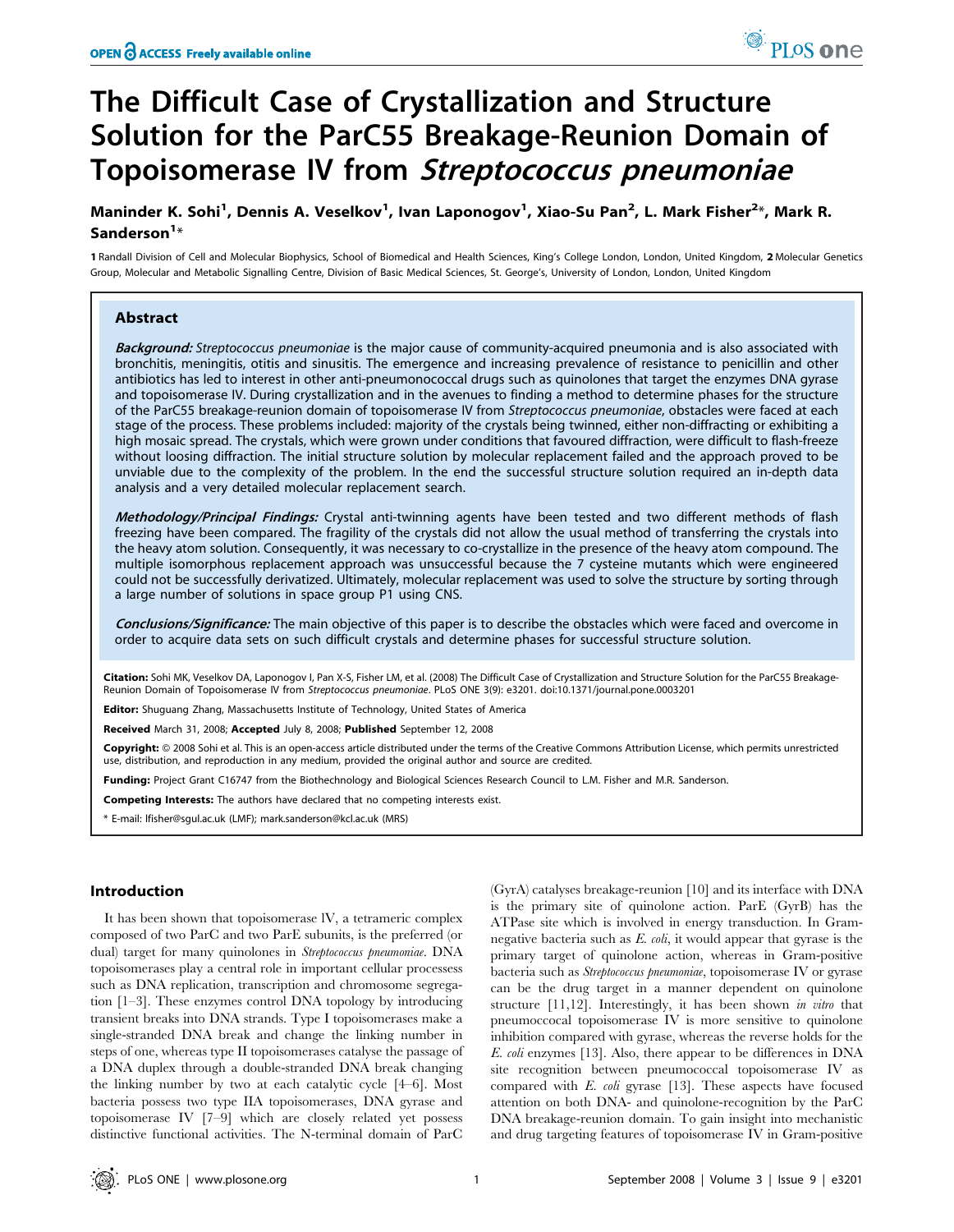# The Difficult Case of Crystallization and Structure Solution for the ParC55 Breakage-Reunion Domain of Topoisomerase IV from *Streptococcus pneumoniae*

**Maninder K. Sohi[1], Dennis A. Veselkov[1], Ivan Laponogov[1], Xiao-Su Pan[2], L. Mark Fisher[2]*, Mark R. Sanderson[1]***

**1** Randall Division of Cell and Molecular Biophysics, School of Biomedical and Health Sciences, King's College London, London, United Kingdom, **2** Molecular Genetics Group, Molecular and Metabolic Signalling Centre, Division of Basic Medical Sciences, St. George's, University of London, London, United Kingdom

## Abstract

***Background:*** *Streptococcus pneumoniae* is the major cause of community-acquired pneumonia and is also associated with bronchitis, meningitis, otitis and sinusitis. The emergence and increasing prevalence of resistance to penicillin and other antibiotics has led to interest in other anti-pneumonococcal drugs such as quinolones that target the enzymes DNA gyrase and topoisomerase IV. During crystallization and in the avenues to finding a method to determine phases for the structure of the ParC55 breakage-reunion domain of topoisomerase IV from *Streptococcus pneumoniae*, obstacles were faced at each stage of the process. These problems included: majority of the crystals being twinned, either non-diffracting or exhibiting a high mosaic spread. The crystals, which were grown under conditions that favoured diffraction, were difficult to flash-freeze without loosing diffraction. The initial structure solution by molecular replacement failed and the approach proved to be unviable due to the complexity of the problem. In the end the successful structure solution required an in-depth data analysis and a very detailed molecular replacement search.

***Methodology/Principal Findings:*** Crystal anti-twinning agents have been tested and two different methods of flash freezing have been compared. The fragility of the crystals did not allow the usual method of transferring the crystals into the heavy atom solution. Consequently, it was necessary to co-crystallize in the presence of the heavy atom compound. The multiple isomorphous replacement approach was unsuccessful because the 7 cysteine mutants which were engineered could not be successfully derivatized. Ultimately, molecular replacement was used to solve the structure by sorting through a large number of solutions in space group P1 using CNS.

***Conclusions/Significance:*** The main objective of this paper is to describe the obstacles which were faced and overcome in order to acquire data sets on such difficult crystals and determine phases for successful structure solution.

**Citation:** Sohi MK, Veselkov DA, Laponogov I, Pan X-S, Fisher LM, et al. (2008) The Difficult Case of Crystallization and Structure Solution for the ParC55 Breakage-Reunion Domain of Topoisomerase IV from *Streptococcus pneumoniae*. PLoS ONE 3(9): e3201. doi:10.1371/journal.pone.0003201

**Editor:** Shuguang Zhang, Massachusetts Institute of Technology, United States of America

**Received** March 31, 2008; **Accepted** July 8, 2008; **Published** September 12, 2008

**Copyright:** © 2008 Sohi et al. This is an open-access article distributed under the terms of the Creative Commons Attribution License, which permits unrestricted use, distribution, and reproduction in any medium, provided the original author and source are credited.

**Funding:** Project Grant C16747 from the Biothechnology and Biological Sciences Research Council to L.M. Fisher and M.R. Sanderson.

**Competing Interests:** The authors have declared that no competing interests exist.

\* E-mail: lfisher@sgul.ac.uk (LMF); mark.sanderson@kcl.ac.uk (MRS)

## Introduction

It has been shown that topoisomerase lV, a tetrameric complex composed of two ParC and two ParE subunits, is the preferred (or dual) target for many quinolones in *Streptococcus pneumoniae*. DNA topoisomerases play a central role in important cellular processess such as DNA replication, transcription and chromosome segregation [1–3]. These enzymes control DNA topology by introducing transient breaks into DNA strands. Type I topoisomerases make a single-stranded DNA break and change the linking number in steps of one, whereas type II topoisomerases catalyse the passage of a DNA duplex through a double-stranded DNA break changing the linking number by two at each catalytic cycle [4–6]. Most bacteria possess two type IIA topoisomerases, DNA gyrase and topoisomerase IV [7–9] which are closely related yet possess distinctive functional activities. The N-terminal domain of ParC (GyrA) catalyses breakage-reunion [10] and its interface with DNA is the primary site of quinolone action. ParE (GyrB) has the ATPase site which is involved in energy transduction. In Gram-negative bacteria such as *E. coli*, it would appear that gyrase is the primary target of quinolone action, whereas in Gram-positive bacteria such as *Streptococcus pneumoniae*, topoisomerase IV or gyrase can be the drug target in a manner dependent on quinolone structure [11,12]. Interestingly, it has been shown *in vitro* that pneumoccocal topoisomerase IV is more sensitive to quinolone inhibition compared with gyrase, whereas the reverse holds for the *E. coli* enzymes [13]. Also, there appear to be differences in DNA site recognition between pneumococcal topoisomerase IV as compared with *E. coli* gyrase [13]. These aspects have focused attention on both DNA- and quinolone-recognition by the ParC DNA breakage-reunion domain. To gain insight into mechanistic and drug targeting features of topoisomerase IV in Gram-positive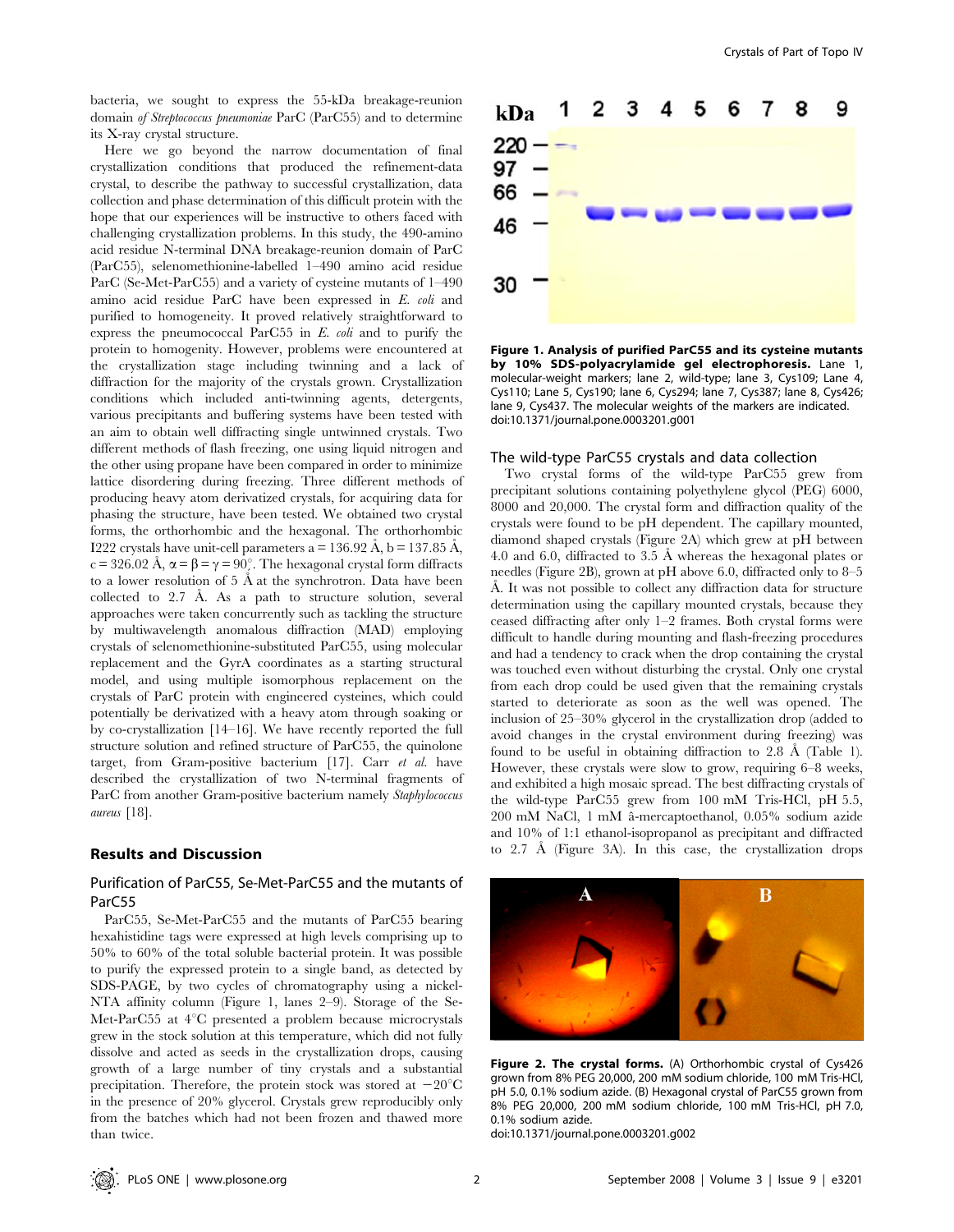bacteria, we sought to express the 55-kDa breakage-reunion domain *of Streptococcus pneumoniae* ParC (ParC55) and to determine its X-ray crystal structure.

Here we go beyond the narrow documentation of final crystallization conditions that produced the refinement-data crystal, to describe the pathway to successful crystallization, data collection and phase determination of this difficult protein with the hope that our experiences will be instructive to others faced with challenging crystallization problems. In this study, the 490-amino acid residue N-terminal DNA breakage-reunion domain of ParC (ParC55), selenomethionine-labelled 1–490 amino acid residue ParC (Se-Met-ParC55) and a variety of cysteine mutants of 1–490 amino acid residue ParC have been expressed in *E. coli* and purified to homogeneity. It proved relatively straightforward to express the pneumococcal ParC55 in *E. coli* and to purify the protein to homogeneity. However, problems were encountered at the crystallization stage including twinning and a lack of diffraction for the majority of the crystals grown. Crystallization conditions which included anti-twinning agents, detergents, various precipitants and buffering systems have been tested with an aim to obtain well diffracting single untwinned crystals. Two different methods of flash freezing, one using liquid nitrogen and the other using propane have been compared in order to minimize lattice disordering during freezing. Three different methods of producing heavy atom derivatized crystals, for acquiring data for phasing the structure, have been tested. We obtained two crystal forms, the orthorhombic and the hexagonal. The orthorhombic I222 crystals have unit-cell parameters a = 136.92 Å, b = 137.85 Å, c = 326.02 Å, α = β = γ = 90°. The hexagonal crystal form diffracts to a lower resolution of 5 Å at the synchrotron. Data have been collected to 2.7 Å. As a path to structure solution, several approaches were taken concurrently such as tackling the structure by multiwavelength anomalous diffraction (MAD) employing crystals of selenomethionine-substituted ParC55, using molecular replacement and the GyrA coordinates as a starting structural model, and using multiple isomorphous replacement on the crystals of ParC protein with engineered cysteines, which could potentially be derivatized with a heavy atom through soaking or by co-crystallization [14–16]. We have recently reported the full structure solution and refined structure of ParC55, the quinolone target, from Gram-positive bacterium [17]. Carr *et al.* have described the crystallization of two N-terminal fragments of ParC from another Gram-positive bacterium namely *Staphylococcus aureus* [18].

## Results and Discussion

### Purification of ParC55, Se-Met-ParC55 and the mutants of ParC55

ParC55, Se-Met-ParC55 and the mutants of ParC55 bearing hexahistidine tags were expressed at high levels comprising up to 50% to 60% of the total soluble bacterial protein. It was possible to purify the expressed protein to a single band, as detected by SDS-PAGE, by two cycles of chromatography using a nickel-NTA affinity column (Figure 1, lanes 2–9). Storage of the Se-Met-ParC55 at 4°C presented a problem because microcrystals grew in the stock solution at this temperature, which did not fully dissolve and acted as seeds in the crystallization drops, causing growth of a large number of tiny crystals and a substantial precipitation. Therefore, the protein stock was stored at −20°C in the presence of 20% glycerol. Crystals grew reproducibly only from the batches which had not been frozen and thawed more than twice.

**Figure 1. Analysis of purified ParC55 and its cysteine mutants by 10% SDS-polyacrylamide gel electrophoresis.** Lane 1, molecular-weight markers; lane 2, wild-type; lane 3, Cys109; Lane 4, Cys110; Lane 5, Cys190; lane 6, Cys294; lane 7, Cys387; lane 8, Cys426; lane 9, Cys437. The molecular weights of the markers are indicated.
doi:10.1371/journal.pone.0003201.g001

### The wild-type ParC55 crystals and data collection

Two crystal forms of the wild-type ParC55 grew from precipitant solutions containing polyethylene glycol (PEG) 6000, 8000 and 20,000. The crystal form and diffraction quality of the crystals were found to be pH dependent. The capillary mounted, diamond shaped crystals (Figure 2A) which grew at pH between 4.0 and 6.0, diffracted to 3.5 Å whereas the hexagonal plates or needles (Figure 2B), grown at pH above 6.0, diffracted only to 8–5 Å. It was not possible to collect any diffraction data for structure determination using the capillary mounted crystals, because they ceased diffracting after only 1–2 frames. Both crystal forms were difficult to handle during mounting and flash-freezing procedures and had a tendency to crack when the drop containing the crystal was touched even without disturbing the crystal. Only one crystal from each drop could be used given that the remaining crystals started to deteriorate as soon as the well was opened. The inclusion of 25–30% glycerol in the crystallization drop (added to avoid changes in the crystal environment during freezing) was found to be useful in obtaining diffraction to 2.8 Å (Table 1). However, these crystals were slow to grow, requiring 6–8 weeks, and exhibited a high mosaic spread. The best diffracting crystals of the wild-type ParC55 grew from 100 mM Tris-HCl, pH 5.5, 200 mM NaCl, 1 mM â-mercaptoethanol, 0.05% sodium azide and 10% of 1:1 ethanol-isopropanol as precipitant and diffracted to 2.7 Å (Figure 3A). In this case, the crystallization drops

**Figure 2. The crystal forms.** (A) Orthorhombic crystal of Cys426 grown from 8% PEG 20,000, 200 mM sodium chloride, 100 mM Tris-HCl, pH 5.0, 0.1% sodium azide. (B) Hexagonal crystal of ParC55 grown from 8% PEG 20,000, 200 mM sodium chloride, 100 mM Tris-HCl, pH 7.0, 0.1% sodium azide.
doi:10.1371/journal.pone.0003201.g002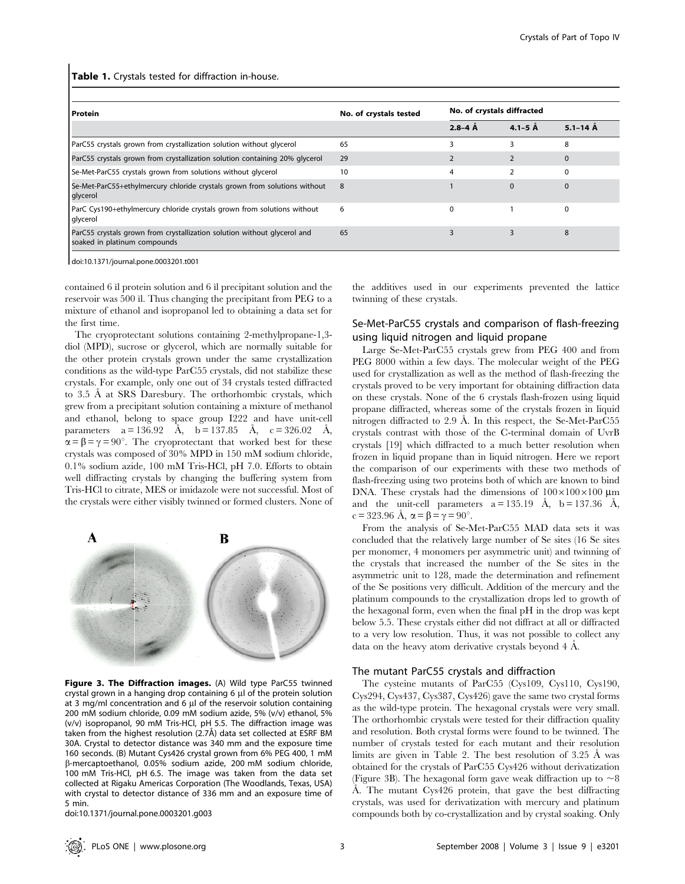**Table 1.** Crystals tested for diffraction in-house.

| Protein | No. of crystals tested | No. of crystals diffracted | | |
|---|---|---|---|---|
| | | 2.8–4 Å | 4.1–5 Å | 5.1–14 Å |
| ParC55 crystals grown from crystallization solution without glycerol | 65 | 3 | 3 | 8 |
| ParC55 crystals grown from crystallization solution containing 20% glycerol | 29 | 2 | 2 | 0 |
| Se-Met-ParC55 crystals grown from solutions without glycerol | 10 | 4 | 2 | 0 |
| Se-Met-ParC55+ethylmercury chloride crystals grown from solutions without glycerol | 8 | 1 | 0 | 0 |
| ParC Cys190+ethylmercury chloride crystals grown from solutions without glycerol | 6 | 0 | 1 | 0 |
| ParC55 crystals grown from crystallization solution without glycerol and soaked in platinum compounds | 65 | 3 | 3 | 8 |

doi:10.1371/journal.pone.0003201.t001

contained 6 il protein solution and 6 il precipitant solution and the reservoir was 500 il. Thus changing the precipitant from PEG to a mixture of ethanol and isopropanol led to obtaining a data set for the first time.

The cryoprotectant solutions containing 2-methylpropane-1,3-diol (MPD), sucrose or glycerol, which are normally suitable for the other protein crystals grown under the same crystallization conditions as the wild-type ParC55 crystals, did not stabilize these crystals. For example, only one out of 34 crystals tested diffracted to 3.5 Å at SRS Daresbury. The orthorhombic crystals, which grew from a precipitant solution containing a mixture of methanol and ethanol, belong to space group I222 and have unit-cell parameters a = 136.92 Å, b = 137.85 Å, c = 326.02 Å, $\alpha = \beta = \gamma = 90°$. The cryoprotectant that worked best for these crystals was composed of 30% MPD in 150 mM sodium chloride, 0.1% sodium azide, 100 mM Tris-HCl, pH 7.0. Efforts to obtain well diffracting crystals by changing the buffering system from Tris-HCl to citrate, MES or imidazole were not successful. Most of the crystals were either visibly twinned or formed clusters. None of the additives used in our experiments prevented the lattice twinning of these crystals.

**Figure 3. The Diffraction images.** (A) Wild type ParC55 twinned crystal grown in a hanging drop containing 6 µl of the protein solution at 3 mg/ml concentration and 6 µl of the reservoir solution containing 200 mM sodium chloride, 0.09 mM sodium azide, 5% (v/v) ethanol, 5% (v/v) isopropanol, 90 mM Tris-HCl, pH 5.5. The diffraction image was taken from the highest resolution (2.7Å) data set collected at ESRF BM 30A. Crystal to detector distance was 340 mm and the exposure time 160 seconds. (B) Mutant Cys426 crystal grown from 6% PEG 400, 1 mM β-mercaptoethanol, 0.05% sodium azide, 200 mM sodium chloride, 100 mM Tris-HCl, pH 6.5. The image was taken from the data set collected at Rigaku Americas Corporation (The Woodlands, Texas, USA) with crystal to detector distance of 336 mm and an exposure time of 5 min.
doi:10.1371/journal.pone.0003201.g003

## Se-Met-ParC55 crystals and comparison of flash-freezing using liquid nitrogen and liquid propane

Large Se-Met-ParC55 crystals grew from PEG 400 and from PEG 8000 within a few days. The molecular weight of the PEG used for crystallization as well as the method of flash-freezing the crystals proved to be very important for obtaining diffraction data on these crystals. None of the 6 crystals flash-frozen using liquid propane diffracted, whereas some of the crystals frozen in liquid nitrogen diffracted to 2.9 Å. In this respect, the Se-Met-ParC55 crystals contrast with those of the C-terminal domain of UvrB crystals [19] which diffracted to a much better resolution when frozen in liquid propane than in liquid nitrogen. Here we report the comparison of our experiments with these two methods of flash-freezing using two proteins both of which are known to bind DNA. These crystals had the dimensions of 100×100×100 µm and the unit-cell parameters a = 135.19 Å, b = 137.36 Å, c = 323.96 Å, $\alpha = \beta = \gamma = 90°$.

From the analysis of Se-Met-ParC55 MAD data sets it was concluded that the relatively large number of Se sites (16 Se sites per monomer, 4 monomers per asymmetric unit) and twinning of the crystals that increased the number of the Se sites in the asymmetric unit to 128, made the determination and refinement of the Se positions very difficult. Addition of the mercury and the platinum compounds to the crystallization drops led to growth of the hexagonal form, even when the final pH in the drop was kept below 5.5. These crystals either did not diffract at all or diffracted to a very low resolution. Thus, it was not possible to collect any data on the heavy atom derivative crystals beyond 4 Å.

## The mutant ParC55 crystals and diffraction

The cysteine mutants of ParC55 (Cys109, Cys110, Cys190, Cys294, Cys437, Cys387, Cys426) gave the same two crystal forms as the wild-type protein. The hexagonal crystals were very small. The orthorhombic crystals were tested for their diffraction quality and resolution. Both crystal forms were found to be twinned. The number of crystals tested for each mutant and their resolution limits are given in Table 2. The best resolution of 3.25 Å was obtained for the crystals of ParC55 Cys426 without derivatization (Figure 3B). The hexagonal form gave weak diffraction up to ~8 Å. The mutant Cys426 protein, that gave the best diffracting crystals, was used for derivatization with mercury and platinum compounds both by co-crystallization and by crystal soaking. Only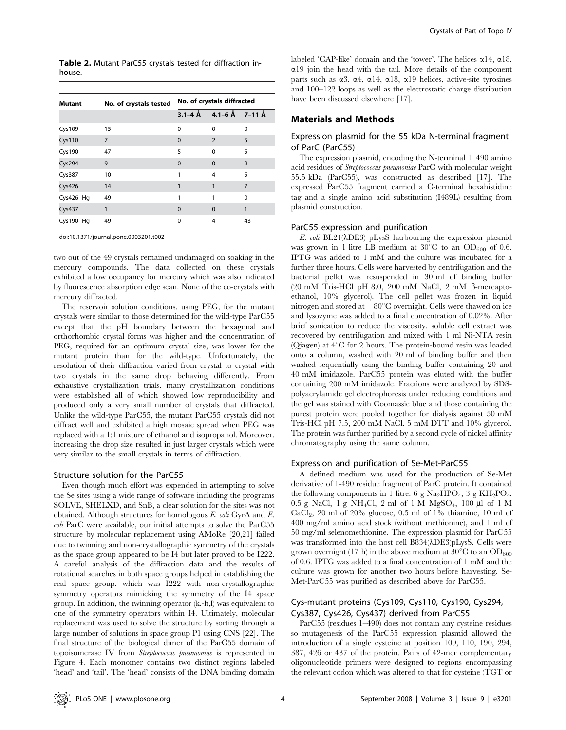**Table 2.** Mutant ParC55 crystals tested for diffraction in-house.

| Mutant | No. of crystals tested | No. of crystals diffracted | | |
|---|---|---|---|---|
| | | 3.1–4 Å | 4.1–6 Å | 7–11 Å |
| Cys109 | 15 | 0 | 0 | 0 |
| Cys110 | 7 | 0 | 2 | 5 |
| Cys190 | 47 | 5 | 0 | 5 |
| Cys294 | 9 | 0 | 0 | 9 |
| Cys387 | 10 | 1 | 4 | 5 |
| Cys426 | 14 | 1 | 1 | 7 |
| Cys426+Hg | 49 | 1 | 1 | 0 |
| Cys437 | 1 | 0 | 0 | 1 |
| Cys190+Hg | 49 | 0 | 4 | 43 |

doi:10.1371/journal.pone.0003201.t002

two out of the 49 crystals remained undamaged on soaking in the mercury compounds. The data collected on these crystals exhibited a low occupancy for mercury which was also indicated by fluorescence absorption edge scan. None of the co-crystals with mercury diffracted.

The reservoir solution conditions, using PEG, for the mutant crystals were similar to those determined for the wild-type ParC55 except that the pH boundary between the hexagonal and orthorhombic crystal forms was higher and the concentration of PEG, required for an optimum crystal size, was lower for the mutant protein than for the wild-type. Unfortunately, the resolution of their diffraction varied from crystal to crystal with two crystals in the same drop behaving differently. From exhaustive crystallization trials, many crystallization conditions were established all of which showed low reproducibility and produced only a very small number of crystals that diffracted. Unlike the wild-type ParC55, the mutant ParC55 crystals did not diffract well and exhibited a high mosaic spread when PEG was replaced with a 1:1 mixture of ethanol and isopropanol. Moreover, increasing the drop size resulted in just larger crystals which were very similar to the small crystals in terms of diffraction.

### Structure solution for the ParC55

Even though much effort was expended in attempting to solve the Se sites using a wide range of software including the programs SOLVE, SHELXD, and SnB, a clear solution for the sites was not obtained. Although structures for homologous *E. coli* GyrA and *E. coli* ParC were available, our initial attempts to solve the ParC55 structure by molecular replacement using AMoRe [20,21] failed due to twinning and non-crystallographic symmetry of the crystals as the space group appeared to be I4 but later proved to be I222. A careful analysis of the diffraction data and the results of rotational searches in both space groups helped in establishing the real space group, which was I222 with non-crystallographic symmetry operators mimicking the symmetry of the I4 space group. In addition, the twinning operator (k,-h,l) was equivalent to one of the symmetry operators within I4. Ultimately, molecular replacement was used to solve the structure by sorting through a large number of solutions in space group P1 using CNS [22]. The final structure of the biological dimer of the ParC55 domain of topoisomerase IV from *Streptococcus pneumoniae* is represented in Figure 4. Each monomer contains two distinct regions labeled 'head' and 'tail'. The 'head' consists of the DNA binding domain labeled 'CAP-like' domain and the 'tower'. The helices α14, α18, α19 join the head with the tail. More details of the component parts such as α3, α4, α14, α18, α19 helices, active-site tyrosines and 100–122 loops as well as the electrostatic charge distribution have been discussed elsewhere [17].

## Materials and Methods

### Expression plasmid for the 55 kDa N-terminal fragment of ParC (ParC55)

The expression plasmid, encoding the N-terminal 1–490 amino acid residues of *Streptococcus pneumoniae* ParC with molecular weight 55.5 kDa (ParC55), was constructed as described [17]. The expressed ParC55 fragment carried a C-terminal hexahistidine tag and a single amino acid substitution (I489L) resulting from plasmid construction.

### ParC55 expression and purification

*E. coli* BL21(λDE3) pLysS harbouring the expression plasmid was grown in 1 litre LB medium at 30°C to an $OD_{600}$ of 0.6. IPTG was added to 1 mM and the culture was incubated for a further three hours. Cells were harvested by centrifugation and the bacterial pellet was resuspended in 30 ml of binding buffer (20 mM Tris-HCl pH 8.0, 200 mM NaCl, 2 mM β-mercaptoethanol, 10% glycerol). The cell pellet was frozen in liquid nitrogen and stored at −80°C overnight. Cells were thawed on ice and lysozyme was added to a final concentration of 0.02%. After brief sonication to reduce the viscosity, soluble cell extract was recovered by centrifugation and mixed with 1 ml Ni-NTA resin (Qiagen) at 4°C for 2 hours. The protein-bound resin was loaded onto a column, washed with 20 ml of binding buffer and then washed sequentially using the binding buffer containing 20 and 40 mM imidazole. ParC55 protein was eluted with the buffer containing 200 mM imidazole. Fractions were analyzed by SDS-polyacrylamide gel electrophoresis under reducing conditions and the gel was stained with Coomassie blue and those containing the purest protein were pooled together for dialysis against 50 mM Tris-HCl pH 7.5, 200 mM NaCl, 5 mM DTT and 10% glycerol. The protein was further purified by a second cycle of nickel affinity chromatography using the same column.

### Expression and purification of Se-Met-ParC55

A defined medium was used for the production of Se-Met derivative of 1-490 residue fragment of ParC protein. It contained the following components in 1 litre: 6 g $Na_2HPO_4$, 3 g $KH_2PO_4$, 0.5 g NaCl, 1 g $NH_4Cl$, 2 ml of 1 M $MgSO_4$, 100 µl of 1 M $CaCl_2$, 20 ml of 20% glucose, 0.5 ml of 1% thiamine, 10 ml of 400 mg/ml amino acid stock (without methionine), and 1 ml of 50 mg/ml selenomethionine. The expression plasmid for ParC55 was transformed into the host cell B834(λDE3)pLysS. Cells were grown overnight (17 h) in the above medium at 30°C to an $OD_{600}$ of 0.6. IPTG was added to a final concentration of 1 mM and the culture was grown for another two hours before harvesting. Se-Met-ParC55 was purified as described above for ParC55.

### Cys-mutant proteins (Cys109, Cys110, Cys190, Cys294, Cys387, Cys426, Cys437) derived from ParC55

ParC55 (residues 1–490) does not contain any cysteine residues so mutagenesis of the ParC55 expression plasmid allowed the introduction of a single cysteine at position 109, 110, 190, 294, 387, 426 or 437 of the protein. Pairs of 42-mer complementary oligonucleotide primers were designed to regions encompassing the relevant codon which was altered to that for cysteine (TGT or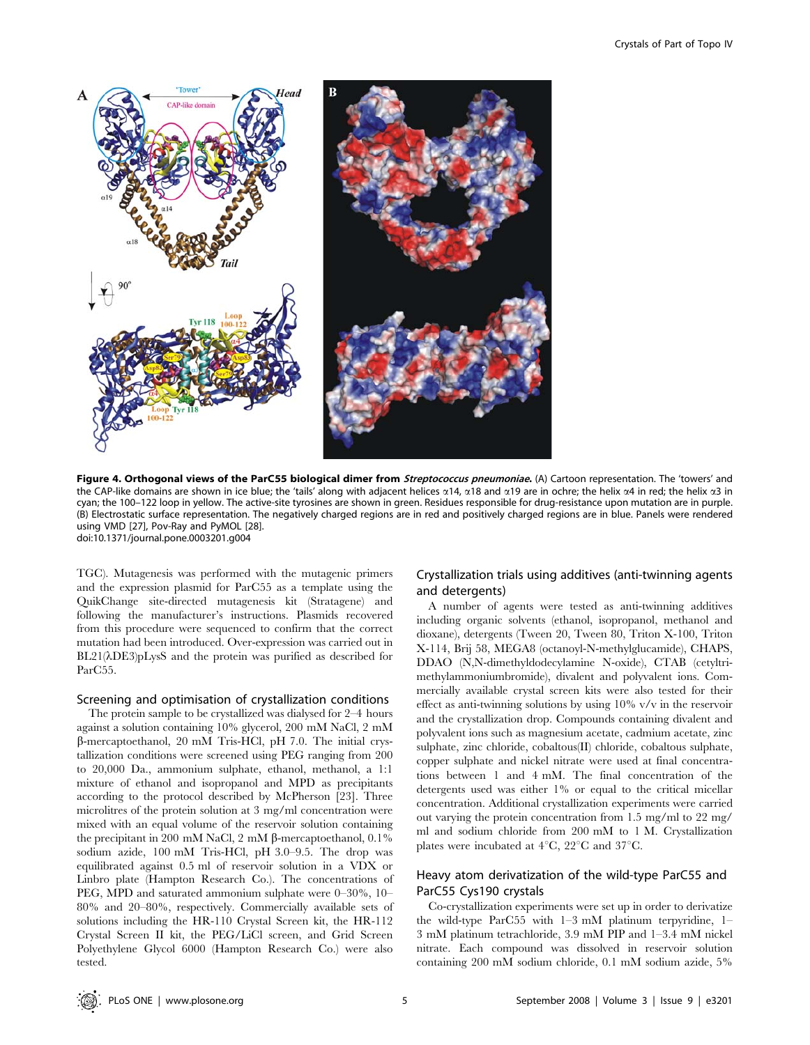**Figure 4. Orthogonal views of the ParC55 biological dimer from *Streptococcus pneumoniae*.** (A) Cartoon representation. The 'towers' and the CAP-like domains are shown in ice blue; the 'tails' along with adjacent helices α14, α18 and α19 are in ochre; the helix α4 in red; the helix α3 in cyan; the 100–122 loop in yellow. The active-site tyrosines are shown in green. Residues responsible for drug-resistance upon mutation are in purple. (B) Electrostatic surface representation. The negatively charged regions are in red and positively charged regions are in blue. Panels were rendered using VMD [27], Pov-Ray and PyMOL [28].
doi:10.1371/journal.pone.0003201.g004

TGC). Mutagenesis was performed with the mutagenic primers and the expression plasmid for ParC55 as a template using the QuikChange site-directed mutagenesis kit (Stratagene) and following the manufacturer's instructions. Plasmids recovered from this procedure were sequenced to confirm that the correct mutation had been introduced. Over-expression was carried out in BL21(λDE3)pLysS and the protein was purified as described for ParC55.

### Screening and optimisation of crystallization conditions

The protein sample to be crystallized was dialysed for 2–4 hours against a solution containing 10% glycerol, 200 mM NaCl, 2 mM β-mercaptoethanol, 20 mM Tris-HCl, pH 7.0. The initial crystallization conditions were screened using PEG ranging from 200 to 20,000 Da., ammonium sulphate, ethanol, methanol, a 1:1 mixture of ethanol and isopropanol and MPD as precipitants according to the protocol described by McPherson [23]. Three microlitres of the protein solution at 3 mg/ml concentration were mixed with an equal volume of the reservoir solution containing the precipitant in 200 mM NaCl, 2 mM β-mercaptoethanol, 0.1% sodium azide, 100 mM Tris-HCl, pH 3.0–9.5. The drop was equilibrated against 0.5 ml of reservoir solution in a VDX or Linbro plate (Hampton Research Co.). The concentrations of PEG, MPD and saturated ammonium sulphate were 0–30%, 10–80% and 20–80%, respectively. Commercially available sets of solutions including the HR-110 Crystal Screen kit, the HR-112 Crystal Screen II kit, the PEG/LiCl screen, and Grid Screen Polyethylene Glycol 6000 (Hampton Research Co.) were also tested.

### Crystallization trials using additives (anti-twinning agents and detergents)

A number of agents were tested as anti-twinning additives including organic solvents (ethanol, isopropanol, methanol and dioxane), detergents (Tween 20, Tween 80, Triton X-100, Triton X-114, Brij 58, MEGA8 (octanoyl-N-methylglucamide), CHAPS, DDAO (N,N-dimethyldodecylamine N-oxide), CTAB (cetyltrimethylammoniumbromide), divalent and polyvalent ions. Commercially available crystal screen kits were also tested for their effect as anti-twinning solutions by using 10% v/v in the reservoir and the crystallization drop. Compounds containing divalent and polyvalent ions such as magnesium acetate, cadmium acetate, zinc sulphate, zinc chloride, cobaltous(II) chloride, cobaltous sulphate, copper sulphate and nickel nitrate were used at final concentrations between 1 and 4 mM. The final concentration of the detergents used was either 1% or equal to the critical micellar concentration. Additional crystallization experiments were carried out varying the protein concentration from 1.5 mg/ml to 22 mg/ml and sodium chloride from 200 mM to 1 M. Crystallization plates were incubated at 4°C, 22°C and 37°C.

### Heavy atom derivatization of the wild-type ParC55 and ParC55 Cys190 crystals

Co-crystallization experiments were set up in order to derivatize the wild-type ParC55 with 1–3 mM platinum terpyridine, 1–3 mM platinum tetrachloride, 3.9 mM PIP and 1–3.4 mM nickel nitrate. Each compound was dissolved in reservoir solution containing 200 mM sodium chloride, 0.1 mM sodium azide, 5%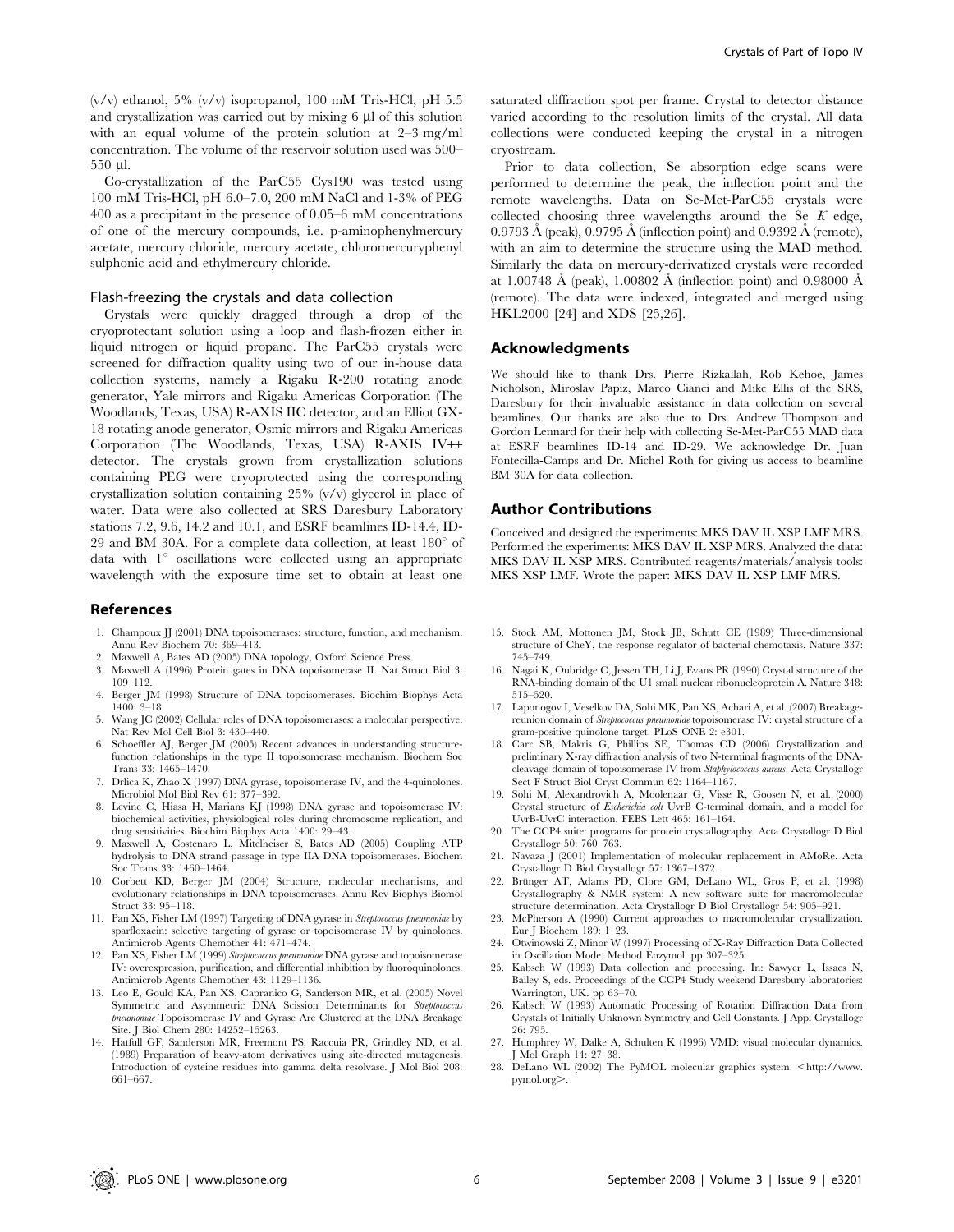(v/v) ethanol, 5% (v/v) isopropanol, 100 mM Tris-HCl, pH 5.5 and crystallization was carried out by mixing 6 µl of this solution with an equal volume of the protein solution at 2–3 mg/ml concentration. The volume of the reservoir solution used was 500–550 µl.

Co-crystallization of the ParC55 Cys190 was tested using 100 mM Tris-HCl, pH 6.0–7.0, 200 mM NaCl and 1-3% of PEG 400 as a precipitant in the presence of 0.05–6 mM concentrations of one of the mercury compounds, i.e. p-aminophenylmercury acetate, mercury chloride, mercury acetate, chloromercuryphenyl sulphonic acid and ethylmercury chloride.

### Flash-freezing the crystals and data collection

Crystals were quickly dragged through a drop of the cryoprotectant solution using a loop and flash-frozen either in liquid nitrogen or liquid propane. The ParC55 crystals were screened for diffraction quality using two of our in-house data collection systems, namely a Rigaku R-200 rotating anode generator, Yale mirrors and Rigaku Americas Corporation (The Woodlands, Texas, USA) R-AXIS IIC detector, and an Elliot GX-18 rotating anode generator, Osmic mirrors and Rigaku Americas Corporation (The Woodlands, Texas, USA) R-AXIS IV++ detector. The crystals grown from crystallization solutions containing PEG were cryoprotected using the corresponding crystallization solution containing 25% (v/v) glycerol in place of water. Data were also collected at SRS Daresbury Laboratory stations 7.2, 9.6, 14.2 and 10.1, and ESRF beamlines ID-14.4, ID-29 and BM 30A. For a complete data collection, at least 180° of data with 1° oscillations were collected using an appropriate wavelength with the exposure time set to obtain at least one saturated diffraction spot per frame. Crystal to detector distance varied according to the resolution limits of the crystal. All data collections were conducted keeping the crystal in a nitrogen cryostream.

Prior to data collection, Se absorption edge scans were performed to determine the peak, the inflection point and the remote wavelengths. Data on Se-Met-ParC55 crystals were collected choosing three wavelengths around the Se *K* edge, 0.9793 Å (peak), 0.9795 Å (inflection point) and 0.9392 Å (remote), with an aim to determine the structure using the MAD method. Similarly the data on mercury-derivatized crystals were recorded at 1.00748 Å (peak), 1.00802 Å (inflection point) and 0.98000 Å (remote). The data were indexed, integrated and merged using HKL2000 [24] and XDS [25,26].

## Acknowledgments

We should like to thank Drs. Pierre Rizkallah, Rob Kehoe, James Nicholson, Miroslav Papiz, Marco Cianci and Mike Ellis of the SRS, Daresbury for their invaluable assistance in data collection on several beamlines. Our thanks are also due to Drs. Andrew Thompson and Gordon Lennard for their help with collecting Se-Met-ParC55 MAD data at ESRF beamlines ID-14 and ID-29. We acknowledge Dr. Juan Fontecilla-Camps and Dr. Michel Roth for giving us access to beamline BM 30A for data collection.

## Author Contributions

Conceived and designed the experiments: MKS DAV IL XSP LMF MRS. Performed the experiments: MKS DAV IL XSP MRS. Analyzed the data: MKS DAV IL XSP MRS. Contributed reagents/materials/analysis tools: MKS XSP LMF. Wrote the paper: MKS DAV IL XSP LMF MRS.

## References

1. Champoux JJ (2001) DNA topoisomerases: structure, function, and mechanism. Annu Rev Biochem 70: 369–413.
2. Maxwell A, Bates AD (2005) DNA topology, Oxford Science Press.
3. Maxwell A (1996) Protein gates in DNA topoisomerase II. Nat Struct Biol 3: 109–112.
4. Berger JM (1998) Structure of DNA topoisomerases. Biochim Biophys Acta 1400: 3–18.
5. Wang JC (2002) Cellular roles of DNA topoisomerases: a molecular perspective. Nat Rev Mol Cell Biol 3: 430–440.
6. Schoeffler AJ, Berger JM (2005) Recent advances in understanding structure-function relationships in the type II topoisomerase mechanism. Biochem Soc Trans 33: 1465–1470.
7. Drlica K, Zhao X (1997) DNA gyrase, topoisomerase IV, and the 4-quinolones. Microbiol Mol Biol Rev 61: 377–392.
8. Levine C, Hiasa H, Marians KJ (1998) DNA gyrase and topoisomerase IV: biochemical activities, physiological roles during chromosome replication, and drug sensitivities. Biochim Biophys Acta 1400: 29–43.
9. Maxwell A, Costenaro L, Mitelheiser S, Bates AD (2005) Coupling ATP hydrolysis to DNA strand passage in type IIA DNA topoisomerases. Biochem Soc Trans 33: 1460–1464.
10. Corbett KD, Berger JM (2004) Structure, molecular mechanisms, and evolutionary relationships in DNA topoisomerases. Annu Rev Biophys Biomol Struct 33: 95–118.
11. Pan XS, Fisher LM (1997) Targeting of DNA gyrase in *Streptococcus pneumoniae* by sparfloxacin: selective targeting of gyrase or topoisomerase IV by quinolones. Antimicrob Agents Chemother 41: 471–474.
12. Pan XS, Fisher LM (1999) *Streptococcus pneumoniae* DNA gyrase and topoisomerase IV: overexpression, purification, and differential inhibition by fluoroquinolones. Antimicrob Agents Chemother 43: 1129–1136.
13. Leo E, Gould KA, Pan XS, Capranico G, Sanderson MR, et al. (2005) Novel Symmetric and Asymmetric DNA Scission Determinants for *Streptococcus pneumoniae* Topoisomerase IV and Gyrase Are Clustered at the DNA Breakage Site. J Biol Chem 280: 14252–15263.
14. Hatfull GF, Sanderson MR, Freemont PS, Raccuia PR, Grindley ND, et al. (1989) Preparation of heavy-atom derivatives using site-directed mutagenesis. Introduction of cysteine residues into gamma delta resolvase. J Mol Biol 208: 661–667.
15. Stock AM, Mottonen JM, Stock JB, Schutt CE (1989) Three-dimensional structure of CheY, the response regulator of bacterial chemotaxis. Nature 337: 745–749.
16. Nagai K, Oubridge C, Jessen TH, Li J, Evans PR (1990) Crystal structure of the RNA-binding domain of the U1 small nuclear ribonucleoprotein A. Nature 348: 515–520.
17. Laponogov I, Veselkov DA, Sohi MK, Pan XS, Achari A, et al. (2007) Breakage-reunion domain of *Streptococcus pneumoniae* topoisomerase IV: crystal structure of a gram-positive quinolone target. PLoS ONE 2: e301.
18. Carr SB, Makris G, Phillips SE, Thomas CD (2006) Crystallization and preliminary X-ray diffraction analysis of two N-terminal fragments of the DNA-cleavage domain of topoisomerase IV from *Staphylococcus aureus*. Acta Crystallogr Sect F Struct Biol Cryst Commun 62: 1164–1167.
19. Sohi M, Alexandrovich A, Moolenaar G, Visse R, Goosen N, et al. (2000) Crystal structure of *Escherichia coli* UvrB C-terminal domain, and a model for UvrB-UvrC interaction. FEBS Lett 465: 161–164.
20. The CCP4 suite: programs for protein crystallography. Acta Crystallogr D Biol Crystallogr 50: 760–763.
21. Navaza J (2001) Implementation of molecular replacement in AMoRe. Acta Crystallogr D Biol Crystallogr 57: 1367–1372.
22. Brünger AT, Adams PD, Clore GM, DeLano WL, Gros P, et al. (1998) Crystallography & NMR system: A new software suite for macromolecular structure determination. Acta Crystallogr D Biol Crystallogr 54: 905–921.
23. McPherson A (1990) Current approaches to macromolecular crystallization. Eur J Biochem 189: 1–23.
24. Otwinowski Z, Minor W (1997) Processing of X-Ray Diffraction Data Collected in Oscillation Mode. Method Enzymol. pp 307–325.
25. Kabsch W (1993) Data collection and processing. In: Sawyer L, Issacs N, Bailey S, eds. Proceedings of the CCP4 Study weekend Daresbury laboratories: Warrington, UK. pp 63–70.
26. Kabsch W (1993) Automatic Processing of Rotation Diffraction Data from Crystals of Initially Unknown Symmetry and Cell Constants. J Appl Crystallogr 26: 795.
27. Humphrey W, Dalke A, Schulten K (1996) VMD: visual molecular dynamics. J Mol Graph 14: 27–38.
28. DeLano WL (2002) The PyMOL molecular graphics system. <http://www.pymol.org>.